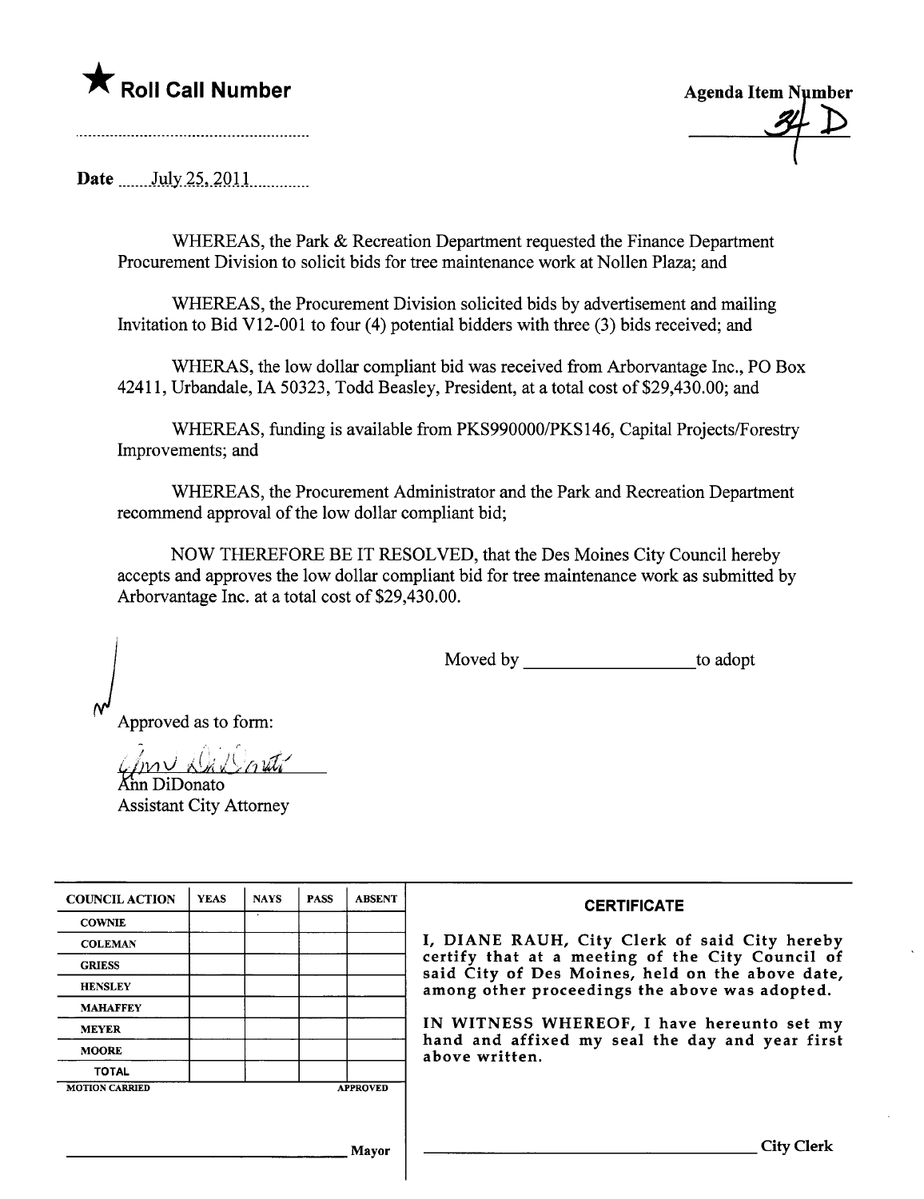★ **Roll Call Number**

..........................................................

**Agenda Item Number**

34 D

**Date** July 25, 2011

WHEREAS, the Park & Recreation Department requested the Finance Department Procurement Division to solicit bids for tree maintenance work at Nollen Plaza; and

WHEREAS, the Procurement Division solicited bids by advertisement and mailing Invitation to Bid V12-001 to four (4) potential bidders with three (3) bids received; and

WHERAS, the low dollar compliant bid was received from Arborvantage Inc., PO Box 42411, Urbandale, IA 50323, Todd Beasley, President, at a total cost of $29,430.00; and

WHEREAS, funding is available from PKS990000/PKS146, Capital Projects/Forestry Improvements; and

WHEREAS, the Procurement Administrator and the Park and Recreation Department recommend approval of the low dollar compliant bid;

NOW THEREFORE BE IT RESOLVED, that the Des Moines City Council hereby accepts and approves the low dollar compliant bid for tree maintenance work as submitted by Arborvantage Inc. at a total cost of $29,430.00.

Moved by ____________________ to adopt

Approved as to form:

Ann DiDonato
Assistant City Attorney

| COUNCIL ACTION | YEAS | NAYS | PASS | ABSENT |
|---|---|---|---|---|
| COWNIE | | | | |
| COLEMAN | | | | |
| GRIESS | | | | |
| HENSLEY | | | | |
| MAHAFFEY | | | | |
| MEYER | | | | |
| MOORE | | | | |
| TOTAL | | | | |

MOTION CARRIED APPROVED

______________________________ Mayor

**CERTIFICATE**

I, DIANE RAUH, City Clerk of said City hereby certify that at a meeting of the City Council of said City of Des Moines, held on the above date, among other proceedings the above was adopted.

IN WITNESS WHEREOF, I have hereunto set my hand and affixed my seal the day and year first above written.

______________________________ City Clerk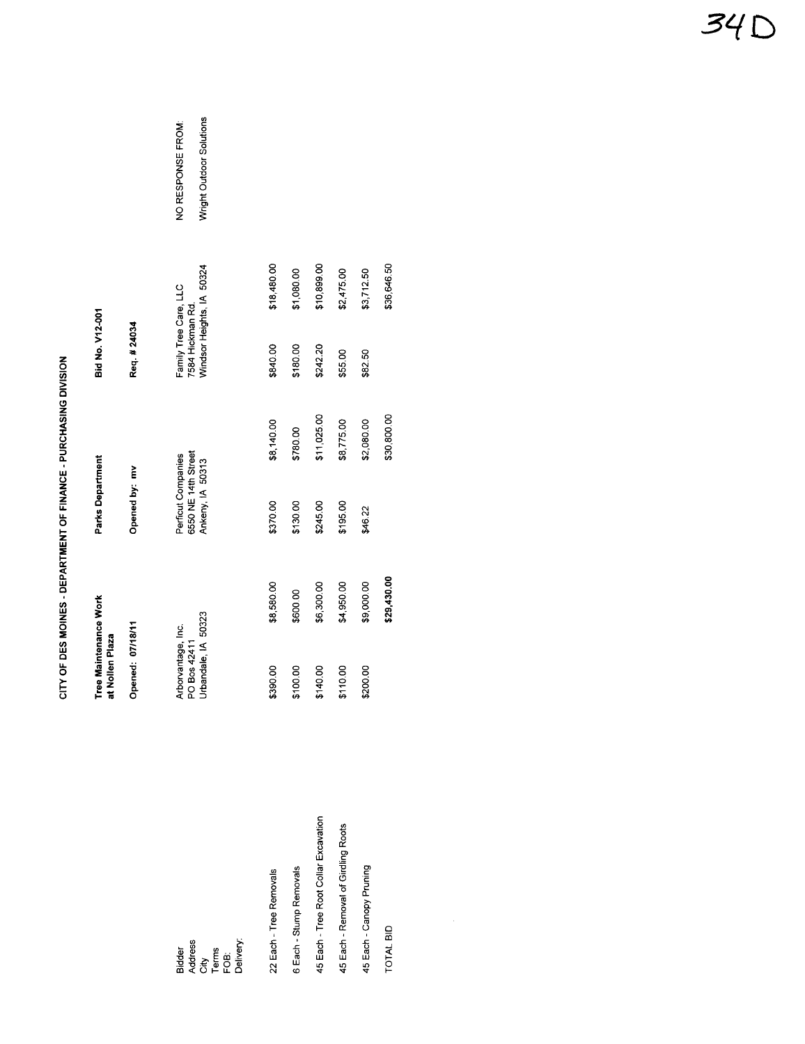34D

# CITY OF DES MOINES - DEPARTMENT OF FINANCE - PURCHASING DIVISION

**Tree Maintenance Work at Nollen Plaza** | **Parks Department** | **Bid No. V12-001**

**Opened: 07/18/11** | **Opened by: mv** | **Req. # 24034**

| Bidder | Arborvantage, Inc. | | Perficut Companies | | Family Tree Care, LLC | | NO RESPONSE FROM: |
|---|---|---|---|---|---|---|---|
| Address | PO Bos 42411 | | 6550 NE 14th Street | | 7584 Hickman Rd. | | Wright Outdoor Solutions |
| City | Urbandale, IA 50323 | | Ankeny, IA 50313 | | Windsor Heights, IA 50324 | | |
| Terms | | | | | | | |
| FOB: | | | | | | | |
| Delivery: | | | | | | | |
| 22 Each - Tree Removals | $390.00 | $8,580.00 | $370.00 | $8,140.00 | $840.00 | $18,480.00 | |
| 6 Each - Stump Removals | $100.00 | $600.00 | $130.00 | $780.00 | $180.00 | $1,080.00 | |
| 45 Each - Tree Root Collar Excavation | $140.00 | $6,300.00 | $245.00 | $11,025.00 | $242.20 | $10,899.00 | |
| 45 Each - Removal of Girdling Roots | $110.00 | $4,950.00 | $195.00 | $8,775.00 | $55.00 | $2,475.00 | |
| 45 Each - Canopy Pruning | $200.00 | $9,000.00 | $46.22 | $2,080.00 | $82.50 | $3,712.50 | |
| TOTAL BID | | **$29,430.00** | | $30,800.00 | | $36,646.50 | |